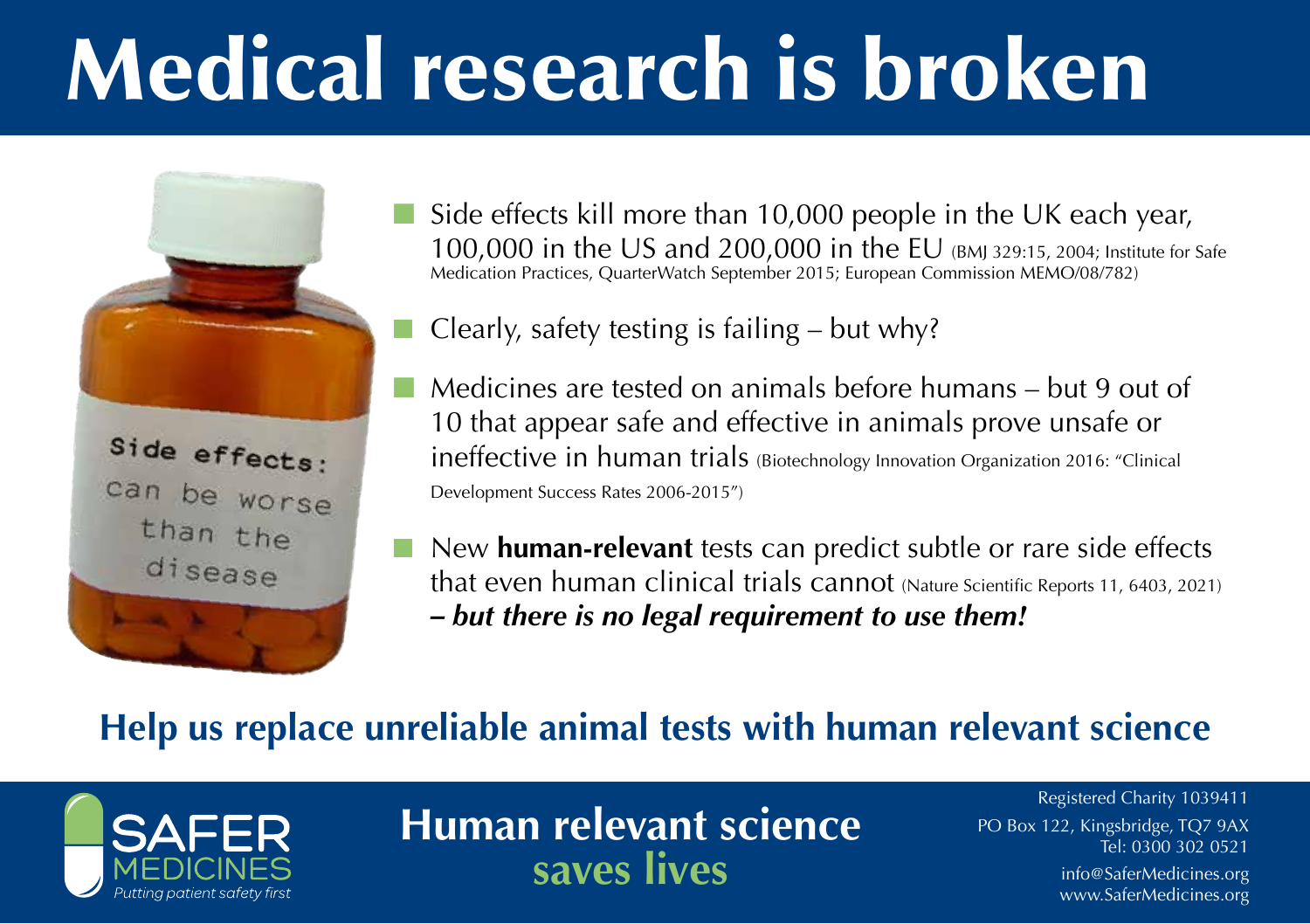# Medical research is broken

Side effects:
can be worse than the disease

- Side effects kill more than 10,000 people in the UK each year, 100,000 in the US and 200,000 in the EU (BMJ 329:15, 2004; Institute for Safe Medication Practices, QuarterWatch September 2015; European Commission MEMO/08/782)
- Clearly, safety testing is failing – but why?
- Medicines are tested on animals before humans – but 9 out of 10 that appear safe and effective in animals prove unsafe or ineffective in human trials (Biotechnology Innovation Organization 2016: "Clinical Development Success Rates 2006-2015")
- New **human-relevant** tests can predict subtle or rare side effects that even human clinical trials cannot (Nature Scientific Reports 11, 6403, 2021) ***– but there is no legal requirement to use them!***

## Help us replace unreliable animal tests with human relevant science

SAFER MEDICINES
*Putting patient safety first*

**Human relevant science saves lives**

Registered Charity 1039411
PO Box 122, Kingsbridge, TQ7 9AX
Tel: 0300 302 0521
info@SaferMedicines.org
www.SaferMedicines.org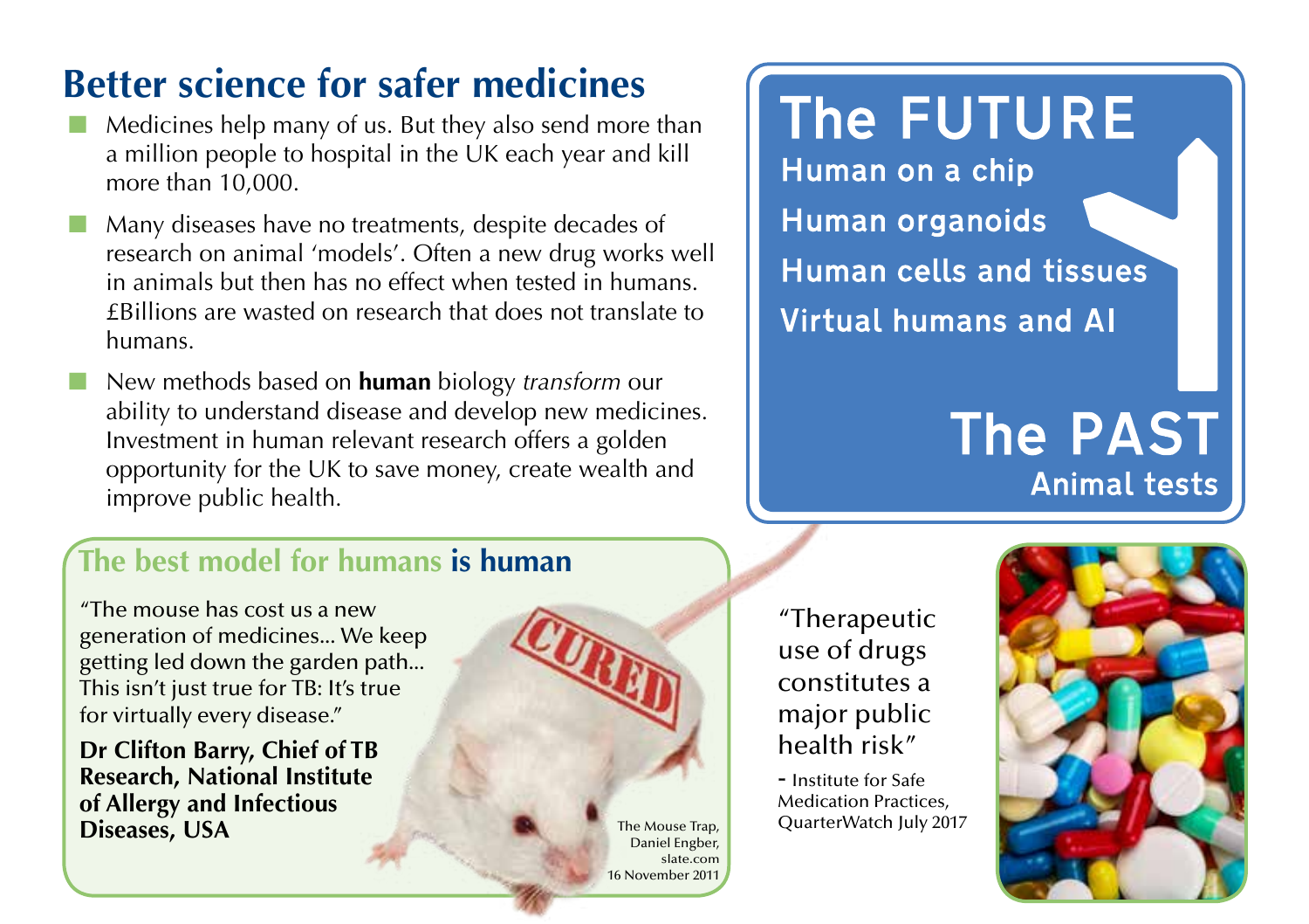## Better science for safer medicines

- Medicines help many of us. But they also send more than a million people to hospital in the UK each year and kill more than 10,000.
- Many diseases have no treatments, despite decades of research on animal 'models'. Often a new drug works well in animals but then has no effect when tested in humans. £Billions are wasted on research that does not translate to humans.
- New methods based on **human** biology *transform* our ability to understand disease and develop new medicines. Investment in human relevant research offers a golden opportunity for the UK to save money, create wealth and improve public health.

**The FUTURE**

Human on a chip

Human organoids

Human cells and tissues

Virtual humans and AI

**The PAST**

Animal tests

### The best model for humans **is human**

"The mouse has cost us a new generation of medicines... We keep getting led down the garden path... This isn't just true for TB: It's true for virtually every disease."

**Dr Clifton Barry, Chief of TB Research, National Institute of Allergy and Infectious Diseases, USA**

CURED

The Mouse Trap, Daniel Engber, slate.com 16 November 2011

"Therapeutic use of drugs constitutes a major public health risk"

- Institute for Safe Medication Practices, QuarterWatch July 2017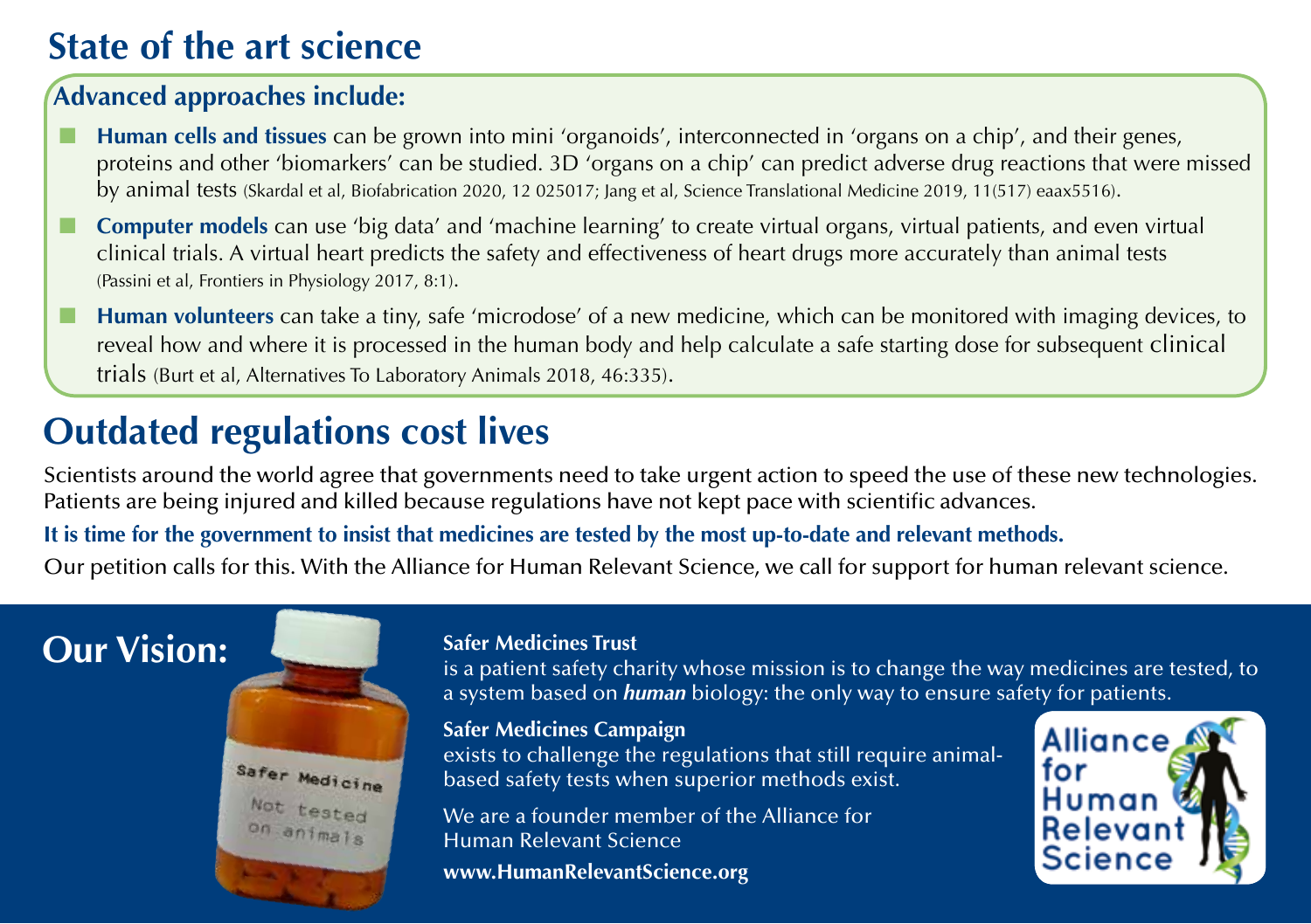# State of the art science

### Advanced approaches include:

- **Human cells and tissues** can be grown into mini 'organoids', interconnected in 'organs on a chip', and their genes, proteins and other 'biomarkers' can be studied. 3D 'organs on a chip' can predict adverse drug reactions that were missed by animal tests (Skardal et al, Biofabrication 2020, 12 025017; Jang et al, Science Translational Medicine 2019, 11(517) eaax5516).
- **Computer models** can use 'big data' and 'machine learning' to create virtual organs, virtual patients, and even virtual clinical trials. A virtual heart predicts the safety and effectiveness of heart drugs more accurately than animal tests (Passini et al, Frontiers in Physiology 2017, 8:1).
- **Human volunteers** can take a tiny, safe 'microdose' of a new medicine, which can be monitored with imaging devices, to reveal how and where it is processed in the human body and help calculate a safe starting dose for subsequent clinical trials (Burt et al, Alternatives To Laboratory Animals 2018, 46:335).

# Outdated regulations cost lives

Scientists around the world agree that governments need to take urgent action to speed the use of these new technologies. Patients are being injured and killed because regulations have not kept pace with scientific advances.

**It is time for the government to insist that medicines are tested by the most up-to-date and relevant methods.**

Our petition calls for this. With the Alliance for Human Relevant Science, we call for support for human relevant science.

## Our Vision:

Safer Medicine
Not tested
on animals

**Safer Medicines Trust**
is a patient safety charity whose mission is to change the way medicines are tested, to a system based on ***human*** biology: the only way to ensure safety for patients.

**Safer Medicines Campaign**
exists to challenge the regulations that still require animal-based safety tests when superior methods exist.

We are a founder member of the Alliance for Human Relevant Science

**www.HumanRelevantScience.org**

Alliance for Human Relevant Science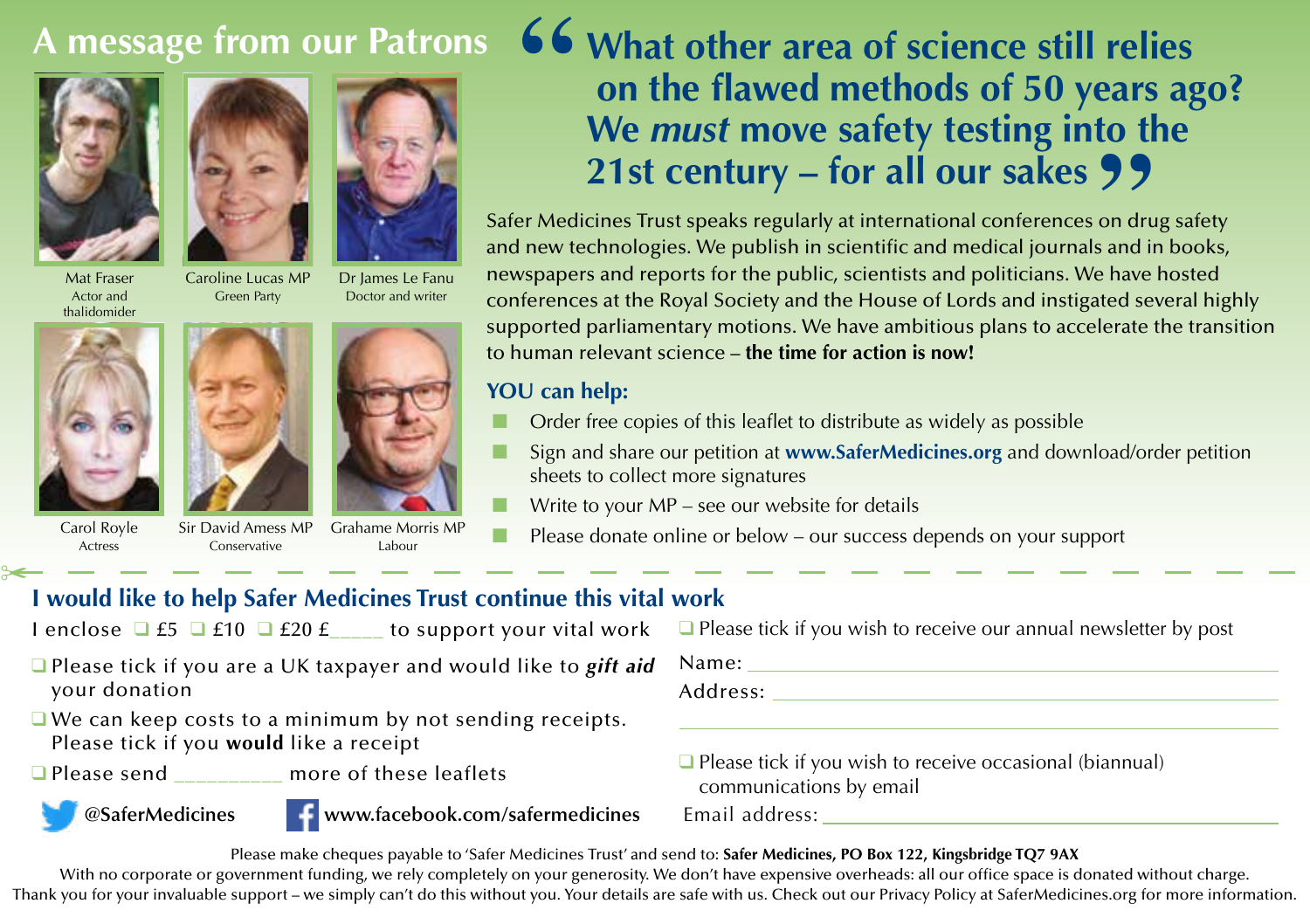## A message from our Patrons

Mat Fraser
Actor and thalidomider

Caroline Lucas MP
Green Party

Dr James Le Fanu
Doctor and writer

Carol Royle
Actress

Sir David Amess MP
Conservative

Grahame Morris MP
Labour

# “What other area of science still relies on the flawed methods of 50 years ago? We *must* move safety testing into the 21st century – for all our sakes”

Safer Medicines Trust speaks regularly at international conferences on drug safety and new technologies. We publish in scientific and medical journals and in books, newspapers and reports for the public, scientists and politicians. We have hosted conferences at the Royal Society and the House of Lords and instigated several highly supported parliamentary motions. We have ambitious plans to accelerate the transition to human relevant science – **the time for action is now!**

### YOU can help:

- Order free copies of this leaflet to distribute as widely as possible
- Sign and share our petition at **www.SaferMedicines.org** and download/order petition sheets to collect more signatures
- Write to your MP – see our website for details
- Please donate online or below – our success depends on your support

---

## I would like to help Safer Medicines Trust continue this vital work

I enclose ❑ £5 ❑ £10 ❑ £20 £_____ to support your vital work

❑ Please tick if you are a UK taxpayer and would like to ***gift aid*** your donation

❑ We can keep costs to a minimum by not sending receipts. Please tick if you **would** like a receipt

❑ Please send _________ more of these leaflets

@SaferMedicines www.facebook.com/safermedicines

❑ Please tick if you wish to receive our annual newsletter by post

Name: ______________________________

Address: ______________________________

______________________________

❑ Please tick if you wish to receive occasional (biannual) communications by email

Email address: ______________________________

Please make cheques payable to ‘Safer Medicines Trust’ and send to: **Safer Medicines, PO Box 122, Kingsbridge TQ7 9AX**

With no corporate or government funding, we rely completely on your generosity. We don’t have expensive overheads: all our office space is donated without charge.

Thank you for your invaluable support – we simply can’t do this without you. Your details are safe with us. Check out our Privacy Policy at SaferMedicines.org for more information.